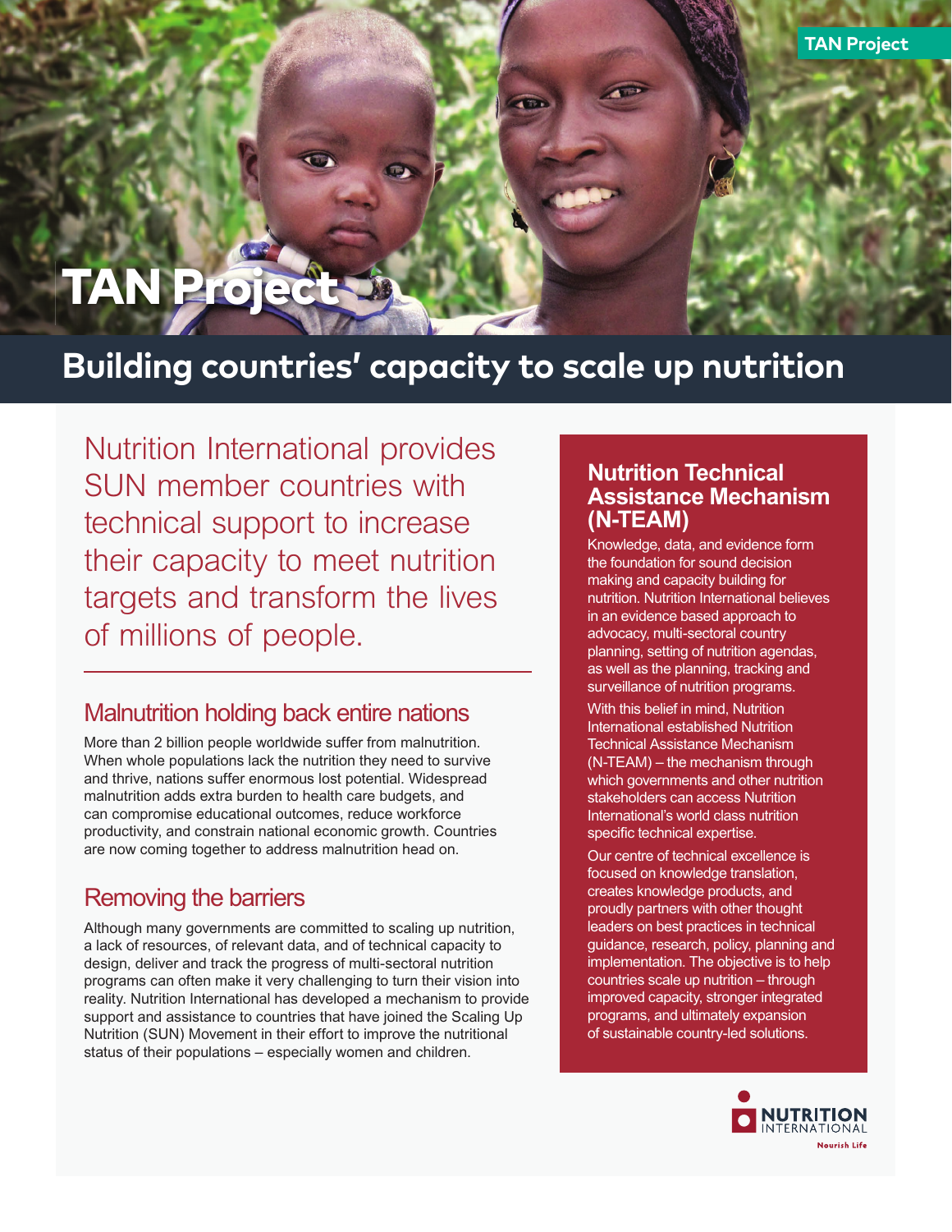# TAN Project

## Building countries' capacity to scale up nutrition

Nutrition International provides SUN member countries with technical support to increase their capacity to meet nutrition targets and transform the lives of millions of people.

### Malnutrition holding back entire nations

More than 2 billion people worldwide suffer from malnutrition. When whole populations lack the nutrition they need to survive and thrive, nations suffer enormous lost potential. Widespread malnutrition adds extra burden to health care budgets, and can compromise educational outcomes, reduce workforce productivity, and constrain national economic growth. Countries are now coming together to address malnutrition head on.

### Removing the barriers

Although many governments are committed to scaling up nutrition, a lack of resources, of relevant data, and of technical capacity to design, deliver and track the progress of multi-sectoral nutrition programs can often make it very challenging to turn their vision into reality. Nutrition International has developed a mechanism to provide support and assistance to countries that have joined the Scaling Up Nutrition (SUN) Movement in their effort to improve the nutritional status of their populations – especially women and children.

### Nutrition Technical Assistance Mechanism (N-TEAM)

Knowledge, data, and evidence form the foundation for sound decision making and capacity building for nutrition. Nutrition International believes in an evidence based approach to advocacy, multi-sectoral country planning, setting of nutrition agendas, as well as the planning, tracking and surveillance of nutrition programs.

With this belief in mind, Nutrition International established Nutrition Technical Assistance Mechanism (N-TEAM) – the mechanism through which governments and other nutrition stakeholders can access Nutrition International's world class nutrition specific technical expertise.

Our centre of technical excellence is focused on knowledge translation, creates knowledge products, and proudly partners with other thought leaders on best practices in technical guidance, research, policy, planning and implementation. The objective is to help countries scale up nutrition – through improved capacity, stronger integrated programs, and ultimately expansion of sustainable country-led solutions.

NUTRITION INTERNATIONAL
Nourish Life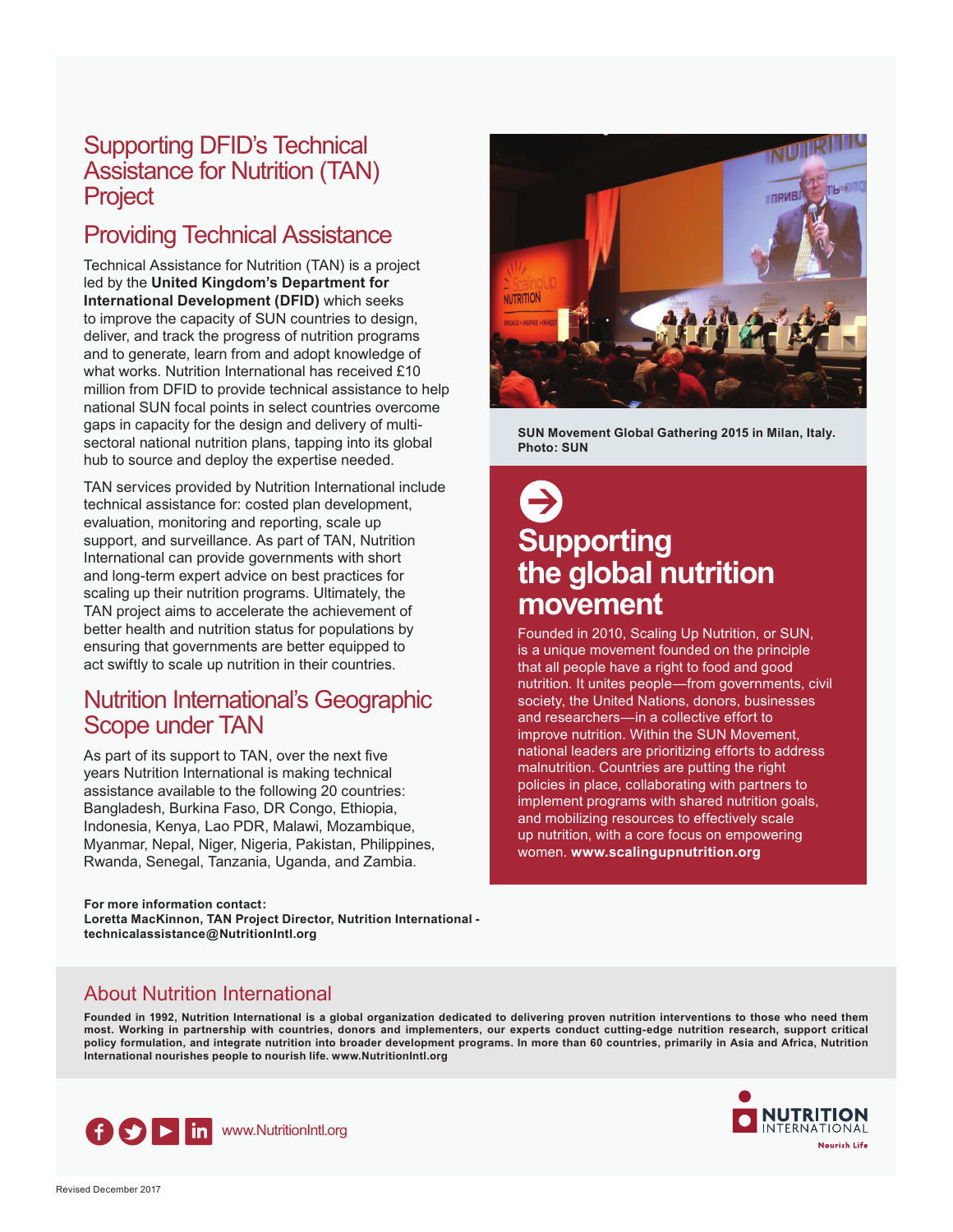## Supporting DFID's Technical Assistance for Nutrition (TAN) Project

### Providing Technical Assistance

Technical Assistance for Nutrition (TAN) is a project led by the **United Kingdom's Department for International Development (DFID)** which seeks to improve the capacity of SUN countries to design, deliver, and track the progress of nutrition programs and to generate, learn from and adopt knowledge of what works. Nutrition International has received £10 million from DFID to provide technical assistance to help national SUN focal points in select countries overcome gaps in capacity for the design and delivery of multi-sectoral national nutrition plans, tapping into its global hub to source and deploy the expertise needed.

TAN services provided by Nutrition International include technical assistance for: costed plan development, evaluation, monitoring and reporting, scale up support, and surveillance. As part of TAN, Nutrition International can provide governments with short and long-term expert advice on best practices for scaling up their nutrition programs. Ultimately, the TAN project aims to accelerate the achievement of better health and nutrition status for populations by ensuring that governments are better equipped to act swiftly to scale up nutrition in their countries.

### Nutrition International's Geographic Scope under TAN

As part of its support to TAN, over the next five years Nutrition International is making technical assistance available to the following 20 countries: Bangladesh, Burkina Faso, DR Congo, Ethiopia, Indonesia, Kenya, Lao PDR, Malawi, Mozambique, Myanmar, Nepal, Niger, Nigeria, Pakistan, Philippines, Rwanda, Senegal, Tanzania, Uganda, and Zambia.

**For more information contact:**
**Loretta MacKinnon, TAN Project Director, Nutrition International - technicalassistance@NutritionIntl.org**

**SUN Movement Global Gathering 2015 in Milan, Italy. Photo: SUN**

### Supporting the global nutrition movement

Founded in 2010, Scaling Up Nutrition, or SUN, is a unique movement founded on the principle that all people have a right to food and good nutrition. It unites people—from governments, civil society, the United Nations, donors, businesses and researchers—in a collective effort to improve nutrition. Within the SUN Movement, national leaders are prioritizing efforts to address malnutrition. Countries are putting the right policies in place, collaborating with partners to implement programs with shared nutrition goals, and mobilizing resources to effectively scale up nutrition, with a core focus on empowering women. **www.scalingupnutrition.org**

## About Nutrition International

**Founded in 1992, Nutrition International is a global organization dedicated to delivering proven nutrition interventions to those who need them most. Working in partnership with countries, donors and implementers, our experts conduct cutting-edge nutrition research, support critical policy formulation, and integrate nutrition into broader development programs. In more than 60 countries, primarily in Asia and Africa, Nutrition International nourishes people to nourish life. www.NutritionIntl.org**

www.NutritionIntl.org

NUTRITION INTERNATIONAL
Nourish Life

Revised December 2017